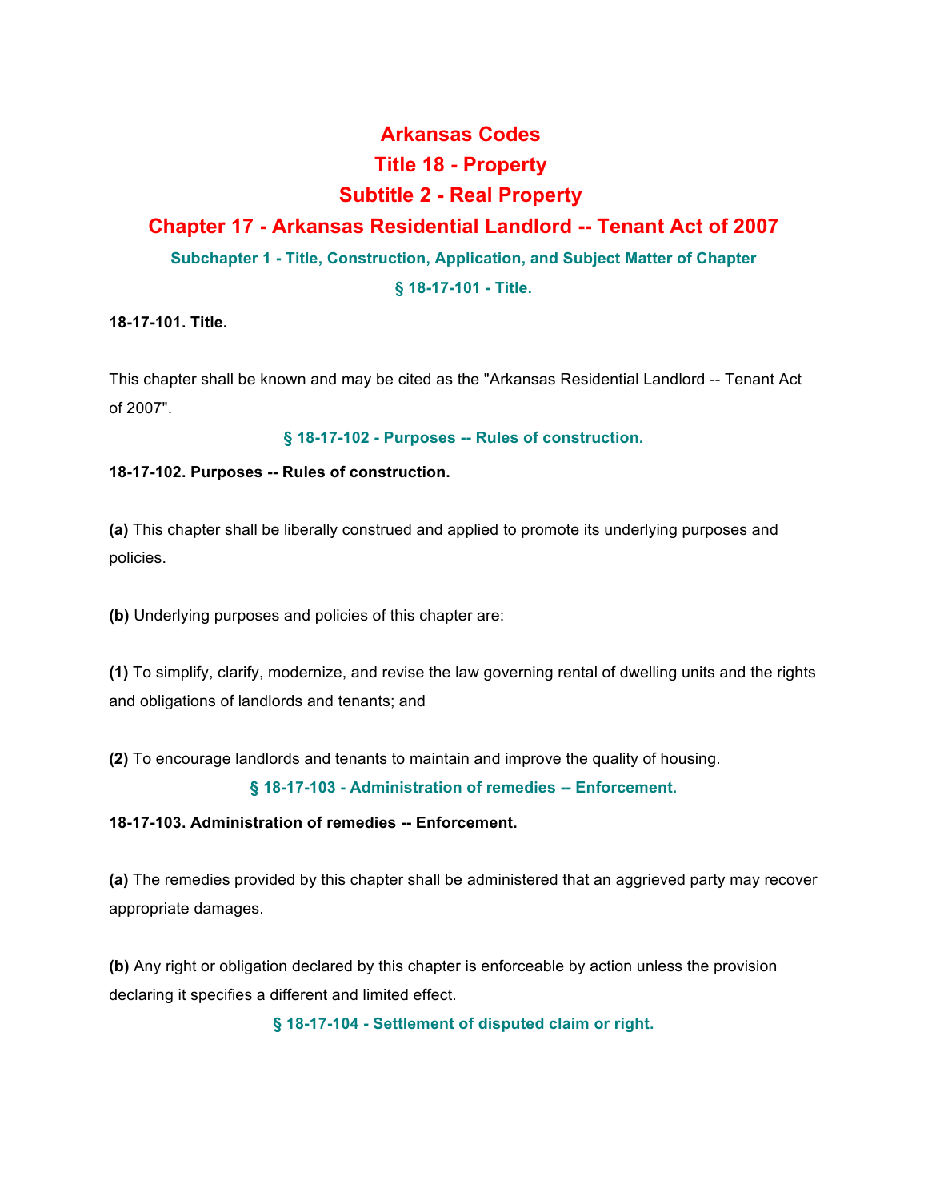# Arkansas Codes

# Title 18 - Property

# Subtitle 2 - Real Property

# Chapter 17 - Arkansas Residential Landlord -- Tenant Act of 2007

## Subchapter 1 - Title, Construction, Application, and Subject Matter of Chapter

### § 18-17-101 - Title.

**18-17-101. Title.**

This chapter shall be known and may be cited as the "Arkansas Residential Landlord -- Tenant Act of 2007".

### § 18-17-102 - Purposes -- Rules of construction.

**18-17-102. Purposes -- Rules of construction.**

**(a)** This chapter shall be liberally construed and applied to promote its underlying purposes and policies.

**(b)** Underlying purposes and policies of this chapter are:

**(1)** To simplify, clarify, modernize, and revise the law governing rental of dwelling units and the rights and obligations of landlords and tenants; and

**(2)** To encourage landlords and tenants to maintain and improve the quality of housing.

### § 18-17-103 - Administration of remedies -- Enforcement.

**18-17-103. Administration of remedies -- Enforcement.**

**(a)** The remedies provided by this chapter shall be administered that an aggrieved party may recover appropriate damages.

**(b)** Any right or obligation declared by this chapter is enforceable by action unless the provision declaring it specifies a different and limited effect.

### § 18-17-104 - Settlement of disputed claim or right.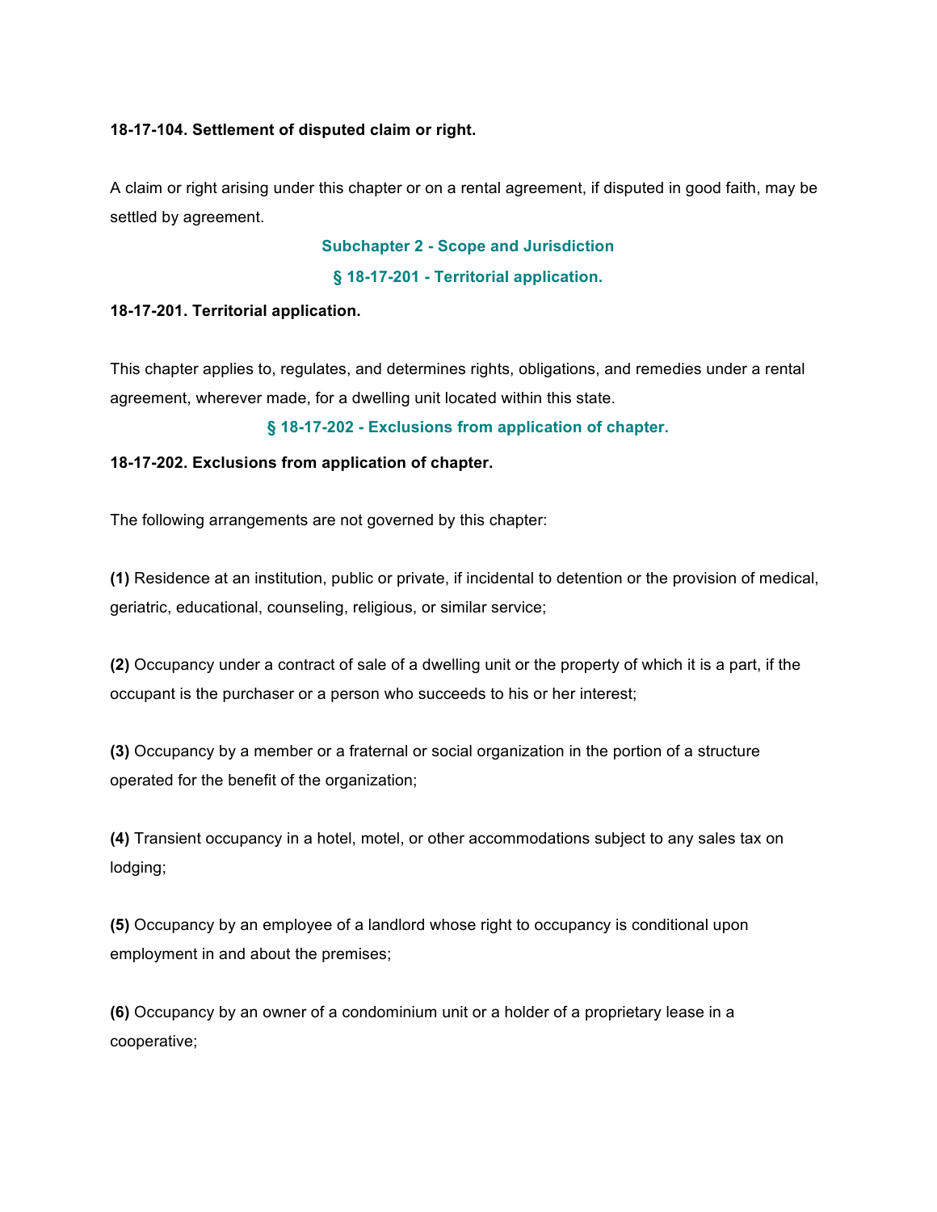**18-17-104. Settlement of disputed claim or right.**

A claim or right arising under this chapter or on a rental agreement, if disputed in good faith, may be settled by agreement.

## Subchapter 2 - Scope and Jurisdiction

### § 18-17-201 - Territorial application.

**18-17-201. Territorial application.**

This chapter applies to, regulates, and determines rights, obligations, and remedies under a rental agreement, wherever made, for a dwelling unit located within this state.

### § 18-17-202 - Exclusions from application of chapter.

**18-17-202. Exclusions from application of chapter.**

The following arrangements are not governed by this chapter:

**(1)** Residence at an institution, public or private, if incidental to detention or the provision of medical, geriatric, educational, counseling, religious, or similar service;

**(2)** Occupancy under a contract of sale of a dwelling unit or the property of which it is a part, if the occupant is the purchaser or a person who succeeds to his or her interest;

**(3)** Occupancy by a member or a fraternal or social organization in the portion of a structure operated for the benefit of the organization;

**(4)** Transient occupancy in a hotel, motel, or other accommodations subject to any sales tax on lodging;

**(5)** Occupancy by an employee of a landlord whose right to occupancy is conditional upon employment in and about the premises;

**(6)** Occupancy by an owner of a condominium unit or a holder of a proprietary lease in a cooperative;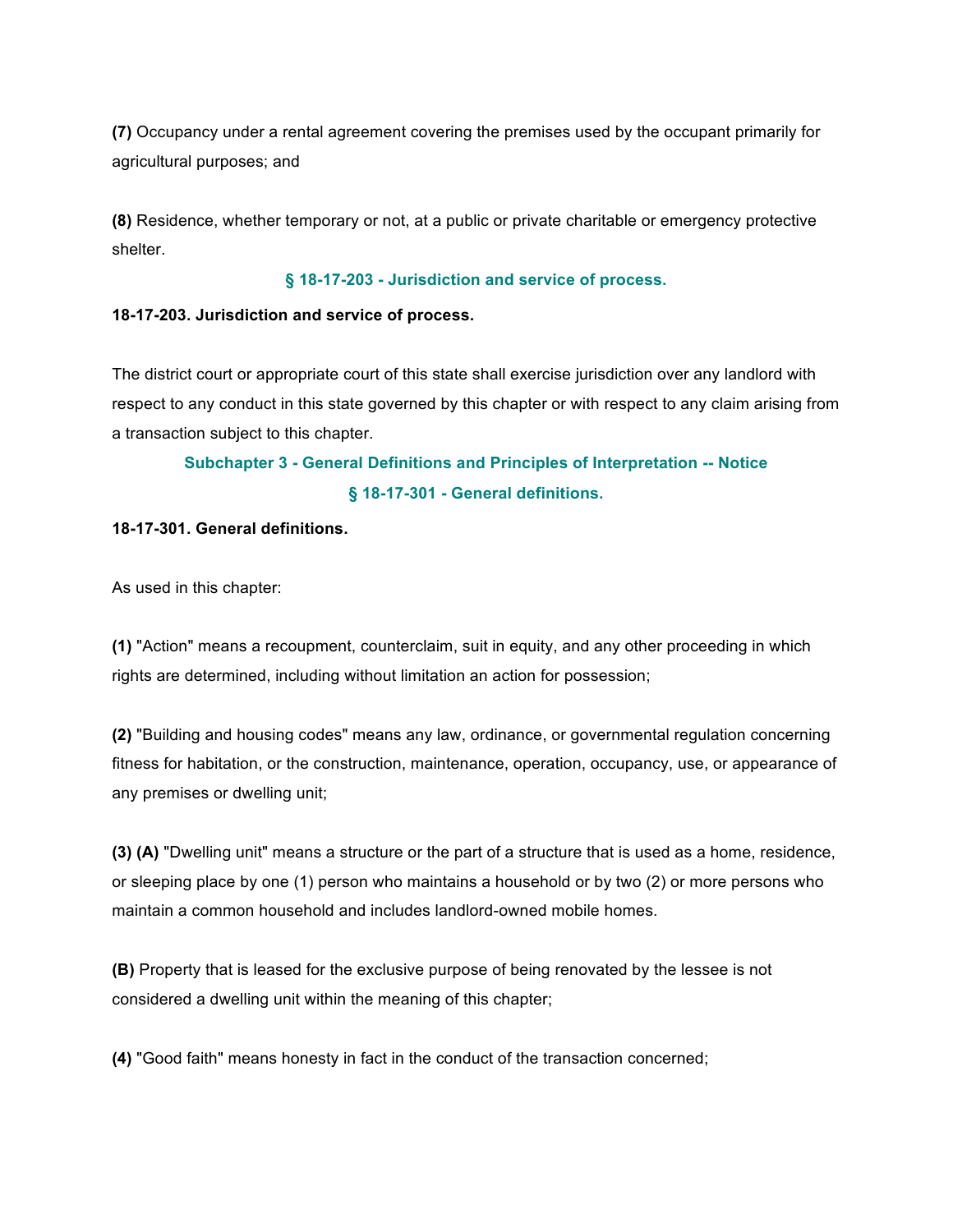**(7)** Occupancy under a rental agreement covering the premises used by the occupant primarily for agricultural purposes; and

**(8)** Residence, whether temporary or not, at a public or private charitable or emergency protective shelter.

### § 18-17-203 - Jurisdiction and service of process.

**18-17-203. Jurisdiction and service of process.**

The district court or appropriate court of this state shall exercise jurisdiction over any landlord with respect to any conduct in this state governed by this chapter or with respect to any claim arising from a transaction subject to this chapter.

## Subchapter 3 - General Definitions and Principles of Interpretation -- Notice

### § 18-17-301 - General definitions.

**18-17-301. General definitions.**

As used in this chapter:

**(1)** "Action" means a recoupment, counterclaim, suit in equity, and any other proceeding in which rights are determined, including without limitation an action for possession;

**(2)** "Building and housing codes" means any law, ordinance, or governmental regulation concerning fitness for habitation, or the construction, maintenance, operation, occupancy, use, or appearance of any premises or dwelling unit;

**(3) (A)** "Dwelling unit" means a structure or the part of a structure that is used as a home, residence, or sleeping place by one (1) person who maintains a household or by two (2) or more persons who maintain a common household and includes landlord-owned mobile homes.

**(B)** Property that is leased for the exclusive purpose of being renovated by the lessee is not considered a dwelling unit within the meaning of this chapter;

**(4)** "Good faith" means honesty in fact in the conduct of the transaction concerned;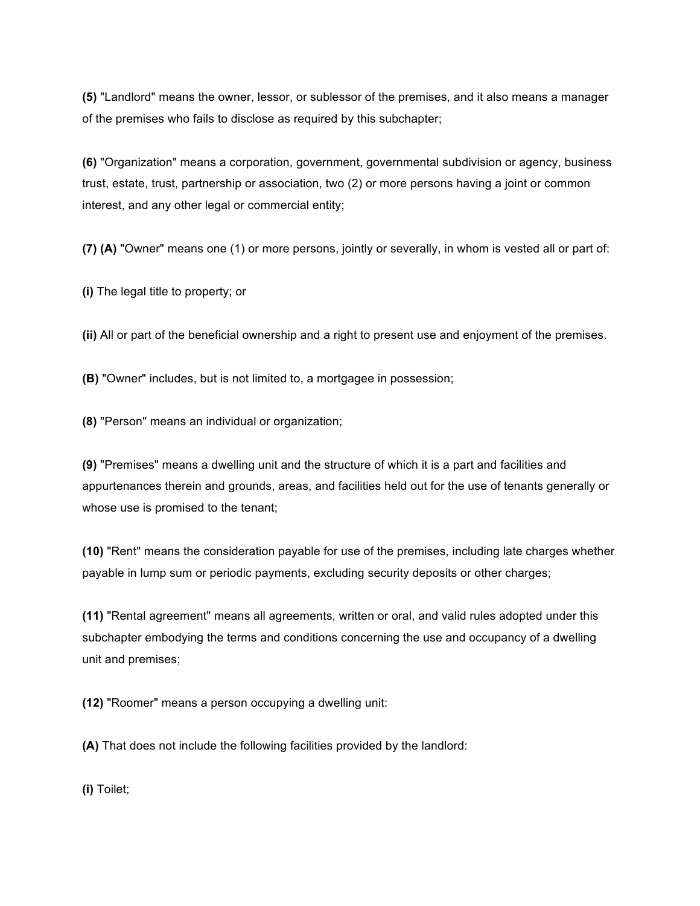**(5)** "Landlord" means the owner, lessor, or sublessor of the premises, and it also means a manager of the premises who fails to disclose as required by this subchapter;

**(6)** "Organization" means a corporation, government, governmental subdivision or agency, business trust, estate, trust, partnership or association, two (2) or more persons having a joint or common interest, and any other legal or commercial entity;

**(7)** **(A)** "Owner" means one (1) or more persons, jointly or severally, in whom is vested all or part of:

**(i)** The legal title to property; or

**(ii)** All or part of the beneficial ownership and a right to present use and enjoyment of the premises.

**(B)** "Owner" includes, but is not limited to, a mortgagee in possession;

**(8)** "Person" means an individual or organization;

**(9)** "Premises" means a dwelling unit and the structure of which it is a part and facilities and appurtenances therein and grounds, areas, and facilities held out for the use of tenants generally or whose use is promised to the tenant;

**(10)** "Rent" means the consideration payable for use of the premises, including late charges whether payable in lump sum or periodic payments, excluding security deposits or other charges;

**(11)** "Rental agreement" means all agreements, written or oral, and valid rules adopted under this subchapter embodying the terms and conditions concerning the use and occupancy of a dwelling unit and premises;

**(12)** "Roomer" means a person occupying a dwelling unit:

**(A)** That does not include the following facilities provided by the landlord:

**(i)** Toilet;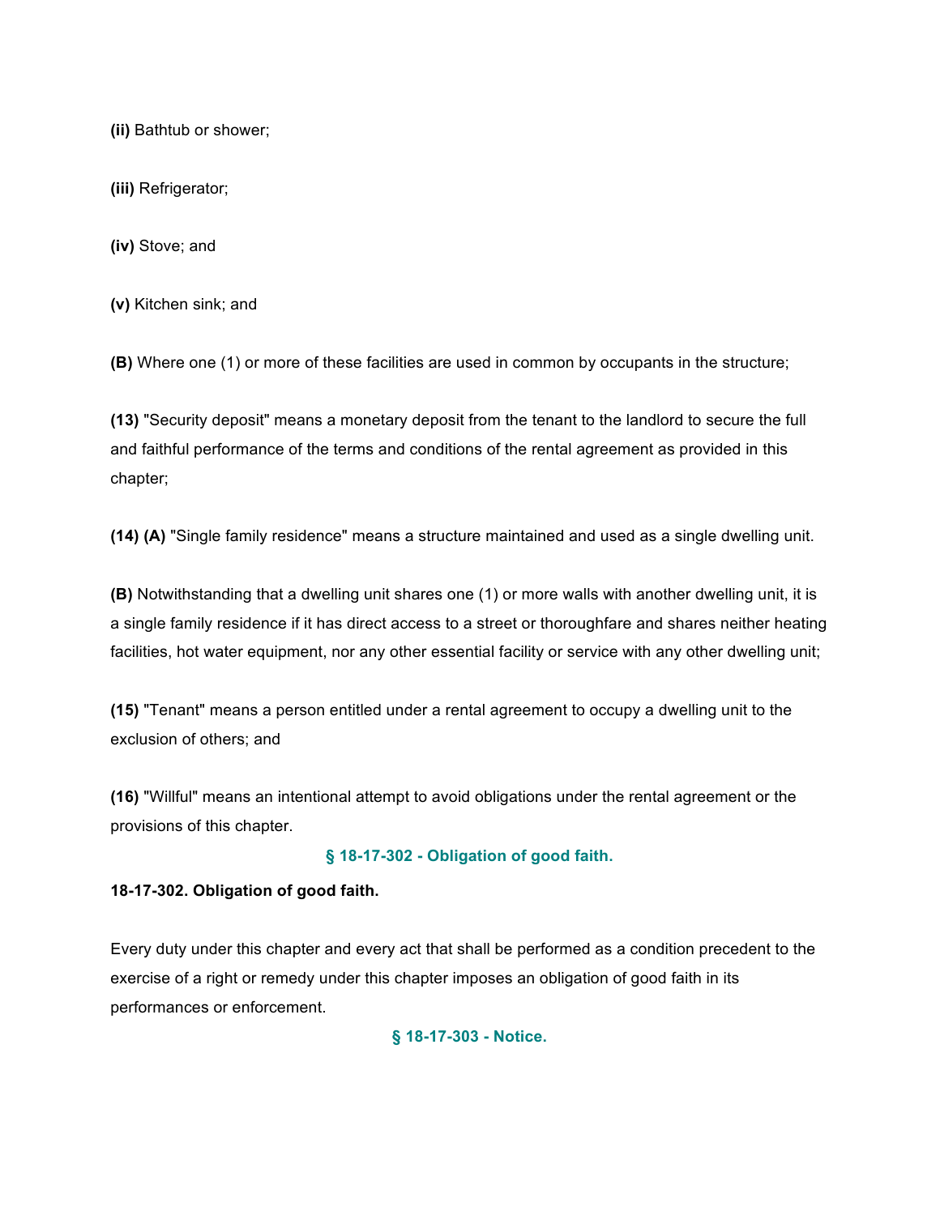**(ii)** Bathtub or shower;

**(iii)** Refrigerator;

**(iv)** Stove; and

**(v)** Kitchen sink; and

**(B)** Where one (1) or more of these facilities are used in common by occupants in the structure;

**(13)** "Security deposit" means a monetary deposit from the tenant to the landlord to secure the full and faithful performance of the terms and conditions of the rental agreement as provided in this chapter;

**(14) (A)** "Single family residence" means a structure maintained and used as a single dwelling unit.

**(B)** Notwithstanding that a dwelling unit shares one (1) or more walls with another dwelling unit, it is a single family residence if it has direct access to a street or thoroughfare and shares neither heating facilities, hot water equipment, nor any other essential facility or service with any other dwelling unit;

**(15)** "Tenant" means a person entitled under a rental agreement to occupy a dwelling unit to the exclusion of others; and

**(16)** "Willful" means an intentional attempt to avoid obligations under the rental agreement or the provisions of this chapter.

## § 18-17-302 - Obligation of good faith.

**18-17-302. Obligation of good faith.**

Every duty under this chapter and every act that shall be performed as a condition precedent to the exercise of a right or remedy under this chapter imposes an obligation of good faith in its performances or enforcement.

## § 18-17-303 - Notice.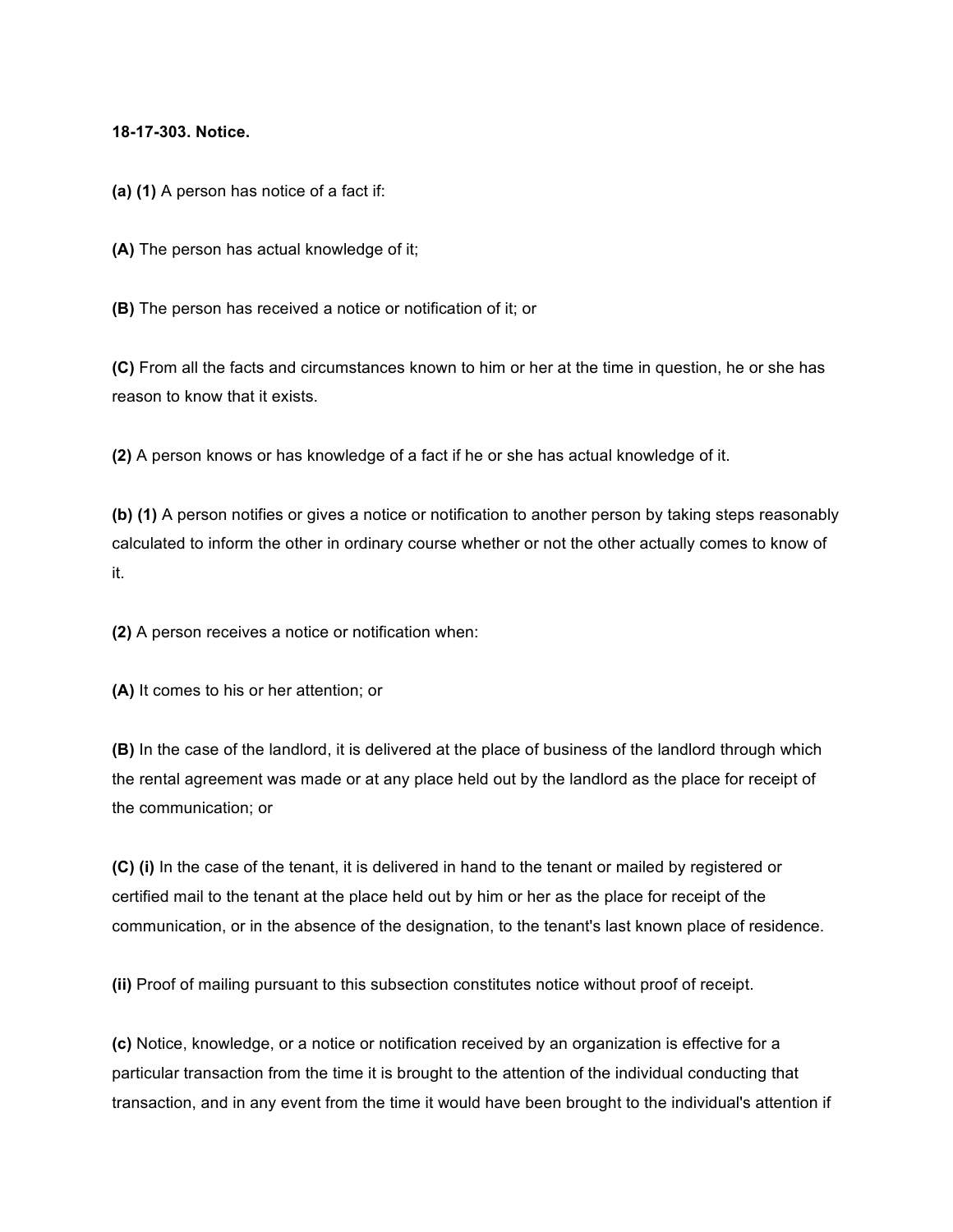**18-17-303. Notice.**

**(a) (1)** A person has notice of a fact if:

**(A)** The person has actual knowledge of it;

**(B)** The person has received a notice or notification of it; or

**(C)** From all the facts and circumstances known to him or her at the time in question, he or she has reason to know that it exists.

**(2)** A person knows or has knowledge of a fact if he or she has actual knowledge of it.

**(b) (1)** A person notifies or gives a notice or notification to another person by taking steps reasonably calculated to inform the other in ordinary course whether or not the other actually comes to know of it.

**(2)** A person receives a notice or notification when:

**(A)** It comes to his or her attention; or

**(B)** In the case of the landlord, it is delivered at the place of business of the landlord through which the rental agreement was made or at any place held out by the landlord as the place for receipt of the communication; or

**(C) (i)** In the case of the tenant, it is delivered in hand to the tenant or mailed by registered or certified mail to the tenant at the place held out by him or her as the place for receipt of the communication, or in the absence of the designation, to the tenant's last known place of residence.

**(ii)** Proof of mailing pursuant to this subsection constitutes notice without proof of receipt.

**(c)** Notice, knowledge, or a notice or notification received by an organization is effective for a particular transaction from the time it is brought to the attention of the individual conducting that transaction, and in any event from the time it would have been brought to the individual's attention if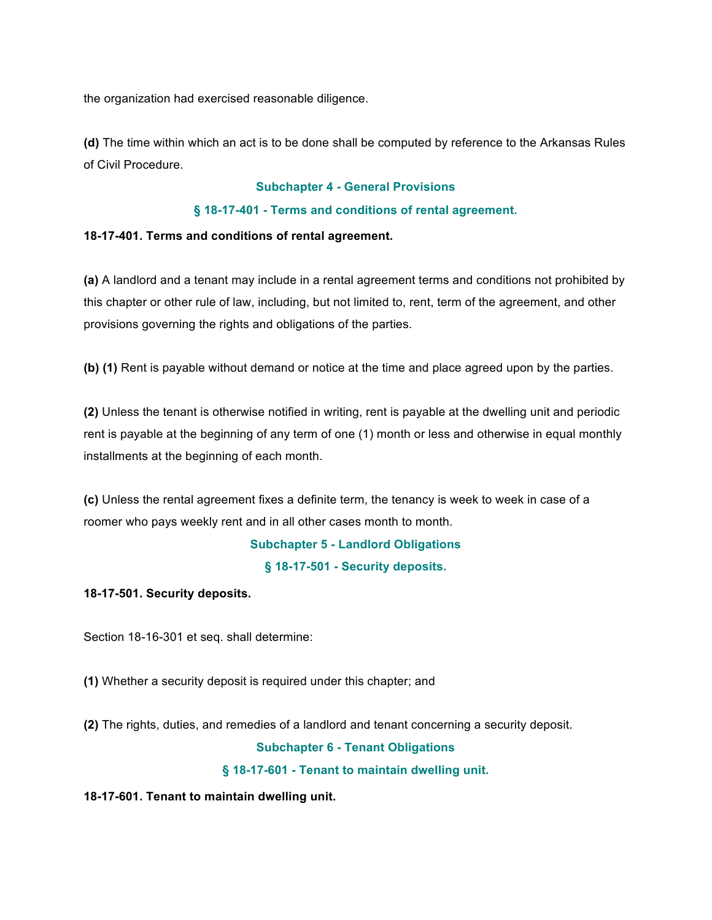the organization had exercised reasonable diligence.

**(d)** The time within which an act is to be done shall be computed by reference to the Arkansas Rules of Civil Procedure.

## Subchapter 4 - General Provisions

### § 18-17-401 - Terms and conditions of rental agreement.

**18-17-401. Terms and conditions of rental agreement.**

**(a)** A landlord and a tenant may include in a rental agreement terms and conditions not prohibited by this chapter or other rule of law, including, but not limited to, rent, term of the agreement, and other provisions governing the rights and obligations of the parties.

**(b) (1)** Rent is payable without demand or notice at the time and place agreed upon by the parties.

**(2)** Unless the tenant is otherwise notified in writing, rent is payable at the dwelling unit and periodic rent is payable at the beginning of any term of one (1) month or less and otherwise in equal monthly installments at the beginning of each month.

**(c)** Unless the rental agreement fixes a definite term, the tenancy is week to week in case of a roomer who pays weekly rent and in all other cases month to month.

## Subchapter 5 - Landlord Obligations

### § 18-17-501 - Security deposits.

**18-17-501. Security deposits.**

Section 18-16-301 et seq. shall determine:

**(1)** Whether a security deposit is required under this chapter; and

**(2)** The rights, duties, and remedies of a landlord and tenant concerning a security deposit.

## Subchapter 6 - Tenant Obligations

### § 18-17-601 - Tenant to maintain dwelling unit.

**18-17-601. Tenant to maintain dwelling unit.**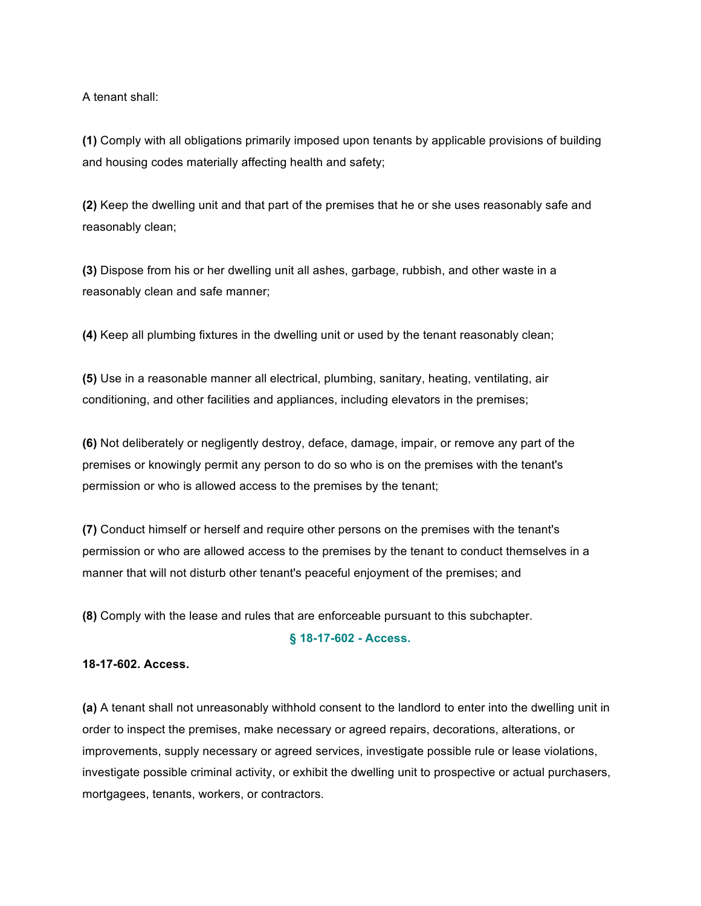A tenant shall:

**(1)** Comply with all obligations primarily imposed upon tenants by applicable provisions of building and housing codes materially affecting health and safety;

**(2)** Keep the dwelling unit and that part of the premises that he or she uses reasonably safe and reasonably clean;

**(3)** Dispose from his or her dwelling unit all ashes, garbage, rubbish, and other waste in a reasonably clean and safe manner;

**(4)** Keep all plumbing fixtures in the dwelling unit or used by the tenant reasonably clean;

**(5)** Use in a reasonable manner all electrical, plumbing, sanitary, heating, ventilating, air conditioning, and other facilities and appliances, including elevators in the premises;

**(6)** Not deliberately or negligently destroy, deface, damage, impair, or remove any part of the premises or knowingly permit any person to do so who is on the premises with the tenant's permission or who is allowed access to the premises by the tenant;

**(7)** Conduct himself or herself and require other persons on the premises with the tenant's permission or who are allowed access to the premises by the tenant to conduct themselves in a manner that will not disturb other tenant's peaceful enjoyment of the premises; and

**(8)** Comply with the lease and rules that are enforceable pursuant to this subchapter.

## § 18-17-602 - Access.

**18-17-602. Access.**

**(a)** A tenant shall not unreasonably withhold consent to the landlord to enter into the dwelling unit in order to inspect the premises, make necessary or agreed repairs, decorations, alterations, or improvements, supply necessary or agreed services, investigate possible rule or lease violations, investigate possible criminal activity, or exhibit the dwelling unit to prospective or actual purchasers, mortgagees, tenants, workers, or contractors.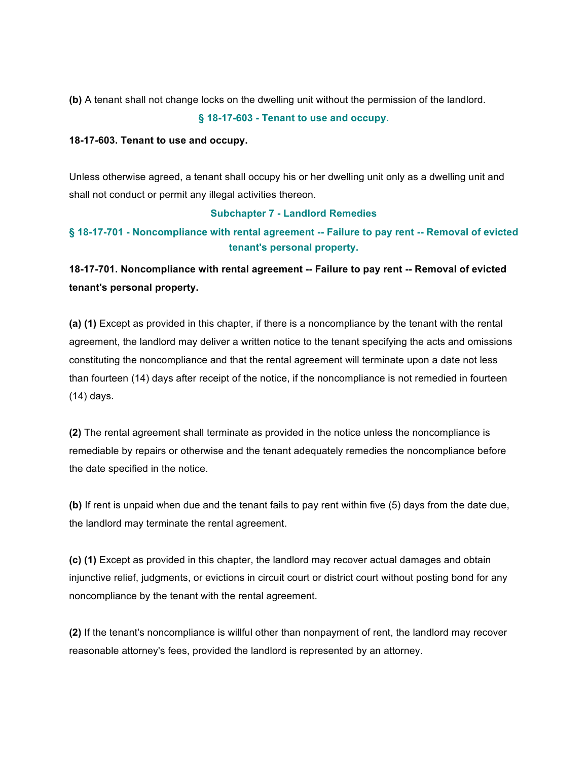**(b)** A tenant shall not change locks on the dwelling unit without the permission of the landlord.

### § 18-17-603 - Tenant to use and occupy.

**18-17-603. Tenant to use and occupy.**

Unless otherwise agreed, a tenant shall occupy his or her dwelling unit only as a dwelling unit and shall not conduct or permit any illegal activities thereon.

## Subchapter 7 - Landlord Remedies

### § 18-17-701 - Noncompliance with rental agreement -- Failure to pay rent -- Removal of evicted tenant's personal property.

**18-17-701. Noncompliance with rental agreement -- Failure to pay rent -- Removal of evicted tenant's personal property.**

**(a) (1)** Except as provided in this chapter, if there is a noncompliance by the tenant with the rental agreement, the landlord may deliver a written notice to the tenant specifying the acts and omissions constituting the noncompliance and that the rental agreement will terminate upon a date not less than fourteen (14) days after receipt of the notice, if the noncompliance is not remedied in fourteen (14) days.

**(2)** The rental agreement shall terminate as provided in the notice unless the noncompliance is remediable by repairs or otherwise and the tenant adequately remedies the noncompliance before the date specified in the notice.

**(b)** If rent is unpaid when due and the tenant fails to pay rent within five (5) days from the date due, the landlord may terminate the rental agreement.

**(c) (1)** Except as provided in this chapter, the landlord may recover actual damages and obtain injunctive relief, judgments, or evictions in circuit court or district court without posting bond for any noncompliance by the tenant with the rental agreement.

**(2)** If the tenant's noncompliance is willful other than nonpayment of rent, the landlord may recover reasonable attorney's fees, provided the landlord is represented by an attorney.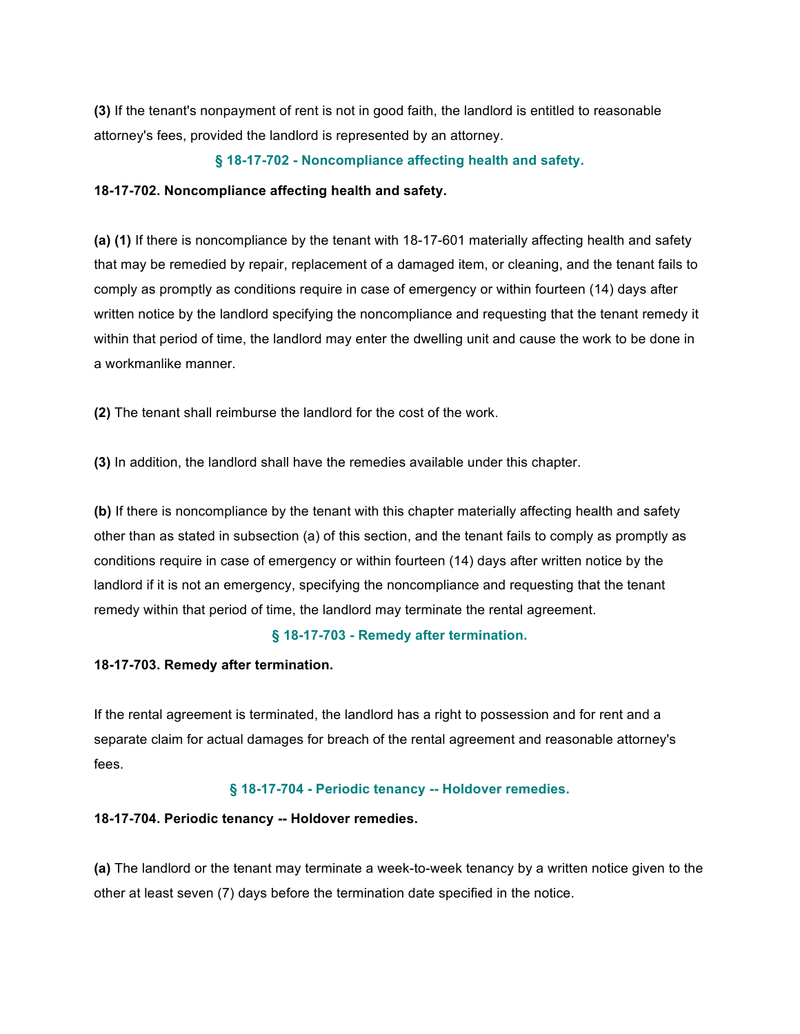**(3)** If the tenant's nonpayment of rent is not in good faith, the landlord is entitled to reasonable attorney's fees, provided the landlord is represented by an attorney.

### § 18-17-702 - Noncompliance affecting health and safety.

**18-17-702. Noncompliance affecting health and safety.**

**(a) (1)** If there is noncompliance by the tenant with 18-17-601 materially affecting health and safety that may be remedied by repair, replacement of a damaged item, or cleaning, and the tenant fails to comply as promptly as conditions require in case of emergency or within fourteen (14) days after written notice by the landlord specifying the noncompliance and requesting that the tenant remedy it within that period of time, the landlord may enter the dwelling unit and cause the work to be done in a workmanlike manner.

**(2)** The tenant shall reimburse the landlord for the cost of the work.

**(3)** In addition, the landlord shall have the remedies available under this chapter.

**(b)** If there is noncompliance by the tenant with this chapter materially affecting health and safety other than as stated in subsection (a) of this section, and the tenant fails to comply as promptly as conditions require in case of emergency or within fourteen (14) days after written notice by the landlord if it is not an emergency, specifying the noncompliance and requesting that the tenant remedy within that period of time, the landlord may terminate the rental agreement.

### § 18-17-703 - Remedy after termination.

**18-17-703. Remedy after termination.**

If the rental agreement is terminated, the landlord has a right to possession and for rent and a separate claim for actual damages for breach of the rental agreement and reasonable attorney's fees.

### § 18-17-704 - Periodic tenancy -- Holdover remedies.

**18-17-704. Periodic tenancy -- Holdover remedies.**

**(a)** The landlord or the tenant may terminate a week-to-week tenancy by a written notice given to the other at least seven (7) days before the termination date specified in the notice.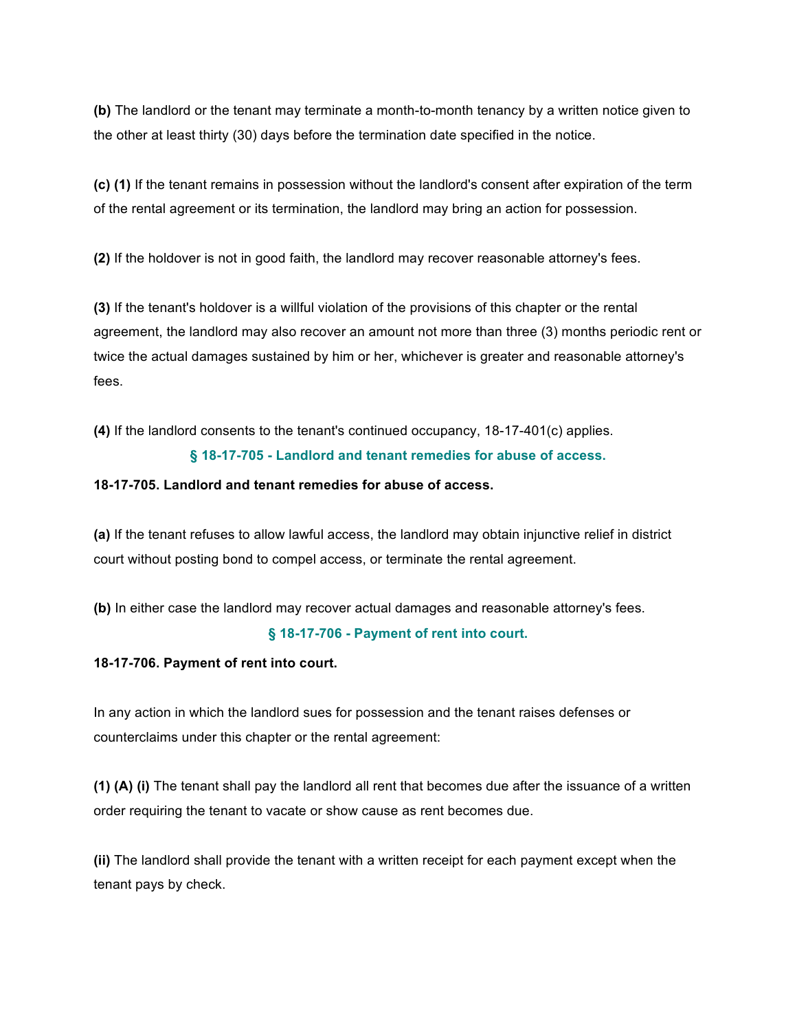**(b)** The landlord or the tenant may terminate a month-to-month tenancy by a written notice given to the other at least thirty (30) days before the termination date specified in the notice.

**(c) (1)** If the tenant remains in possession without the landlord's consent after expiration of the term of the rental agreement or its termination, the landlord may bring an action for possession.

**(2)** If the holdover is not in good faith, the landlord may recover reasonable attorney's fees.

**(3)** If the tenant's holdover is a willful violation of the provisions of this chapter or the rental agreement, the landlord may also recover an amount not more than three (3) months periodic rent or twice the actual damages sustained by him or her, whichever is greater and reasonable attorney's fees.

**(4)** If the landlord consents to the tenant's continued occupancy, 18-17-401(c) applies.

## § 18-17-705 - Landlord and tenant remedies for abuse of access.

**18-17-705. Landlord and tenant remedies for abuse of access.**

**(a)** If the tenant refuses to allow lawful access, the landlord may obtain injunctive relief in district court without posting bond to compel access, or terminate the rental agreement.

**(b)** In either case the landlord may recover actual damages and reasonable attorney's fees.

## § 18-17-706 - Payment of rent into court.

**18-17-706. Payment of rent into court.**

In any action in which the landlord sues for possession and the tenant raises defenses or counterclaims under this chapter or the rental agreement:

**(1) (A) (i)** The tenant shall pay the landlord all rent that becomes due after the issuance of a written order requiring the tenant to vacate or show cause as rent becomes due.

**(ii)** The landlord shall provide the tenant with a written receipt for each payment except when the tenant pays by check.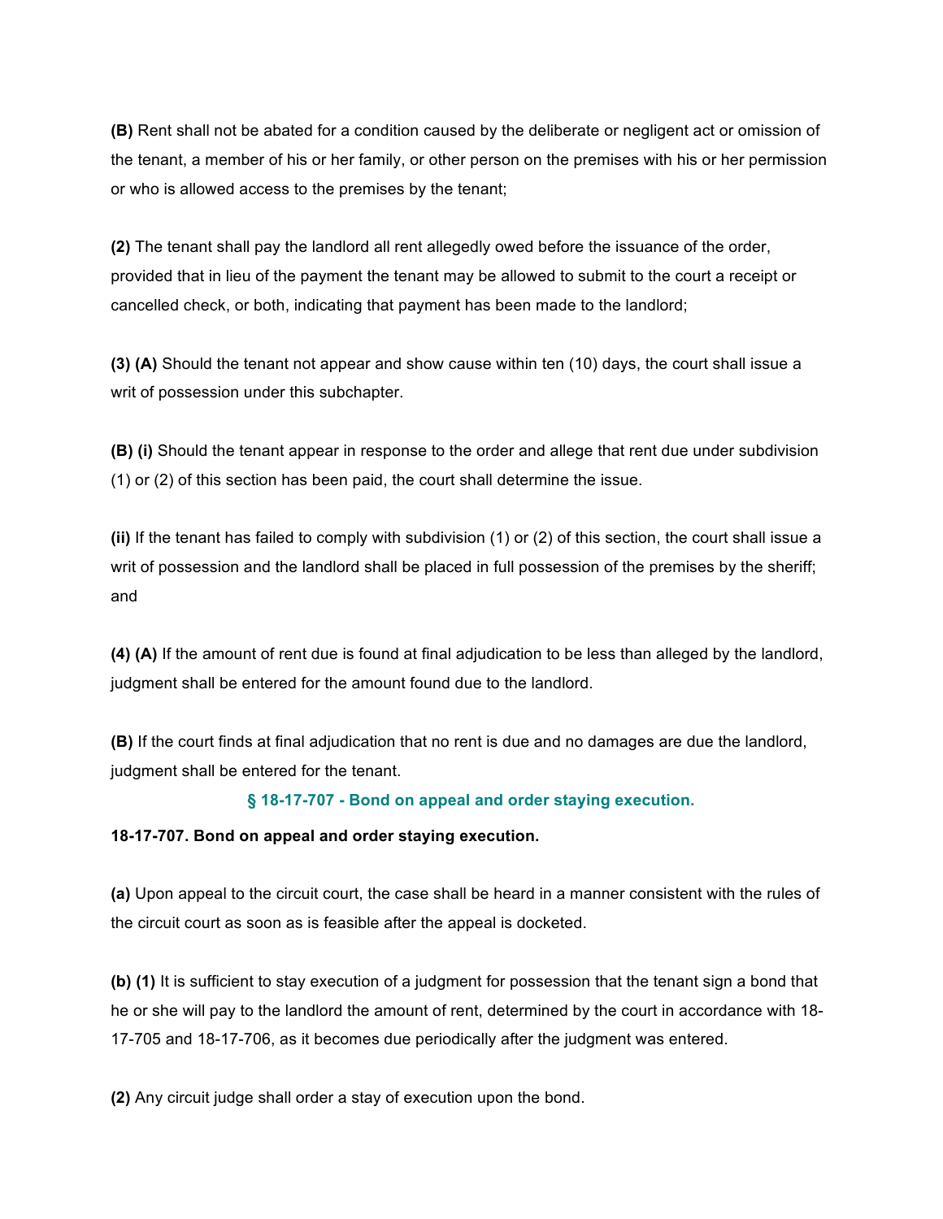**(B)** Rent shall not be abated for a condition caused by the deliberate or negligent act or omission of the tenant, a member of his or her family, or other person on the premises with his or her permission or who is allowed access to the premises by the tenant;

**(2)** The tenant shall pay the landlord all rent allegedly owed before the issuance of the order, provided that in lieu of the payment the tenant may be allowed to submit to the court a receipt or cancelled check, or both, indicating that payment has been made to the landlord;

**(3) (A)** Should the tenant not appear and show cause within ten (10) days, the court shall issue a writ of possession under this subchapter.

**(B) (i)** Should the tenant appear in response to the order and allege that rent due under subdivision (1) or (2) of this section has been paid, the court shall determine the issue.

**(ii)** If the tenant has failed to comply with subdivision (1) or (2) of this section, the court shall issue a writ of possession and the landlord shall be placed in full possession of the premises by the sheriff; and

**(4) (A)** If the amount of rent due is found at final adjudication to be less than alleged by the landlord, judgment shall be entered for the amount found due to the landlord.

**(B)** If the court finds at final adjudication that no rent is due and no damages are due the landlord, judgment shall be entered for the tenant.

## § 18-17-707 - Bond on appeal and order staying execution.

**18-17-707. Bond on appeal and order staying execution.**

**(a)** Upon appeal to the circuit court, the case shall be heard in a manner consistent with the rules of the circuit court as soon as is feasible after the appeal is docketed.

**(b) (1)** It is sufficient to stay execution of a judgment for possession that the tenant sign a bond that he or she will pay to the landlord the amount of rent, determined by the court in accordance with 18-17-705 and 18-17-706, as it becomes due periodically after the judgment was entered.

**(2)** Any circuit judge shall order a stay of execution upon the bond.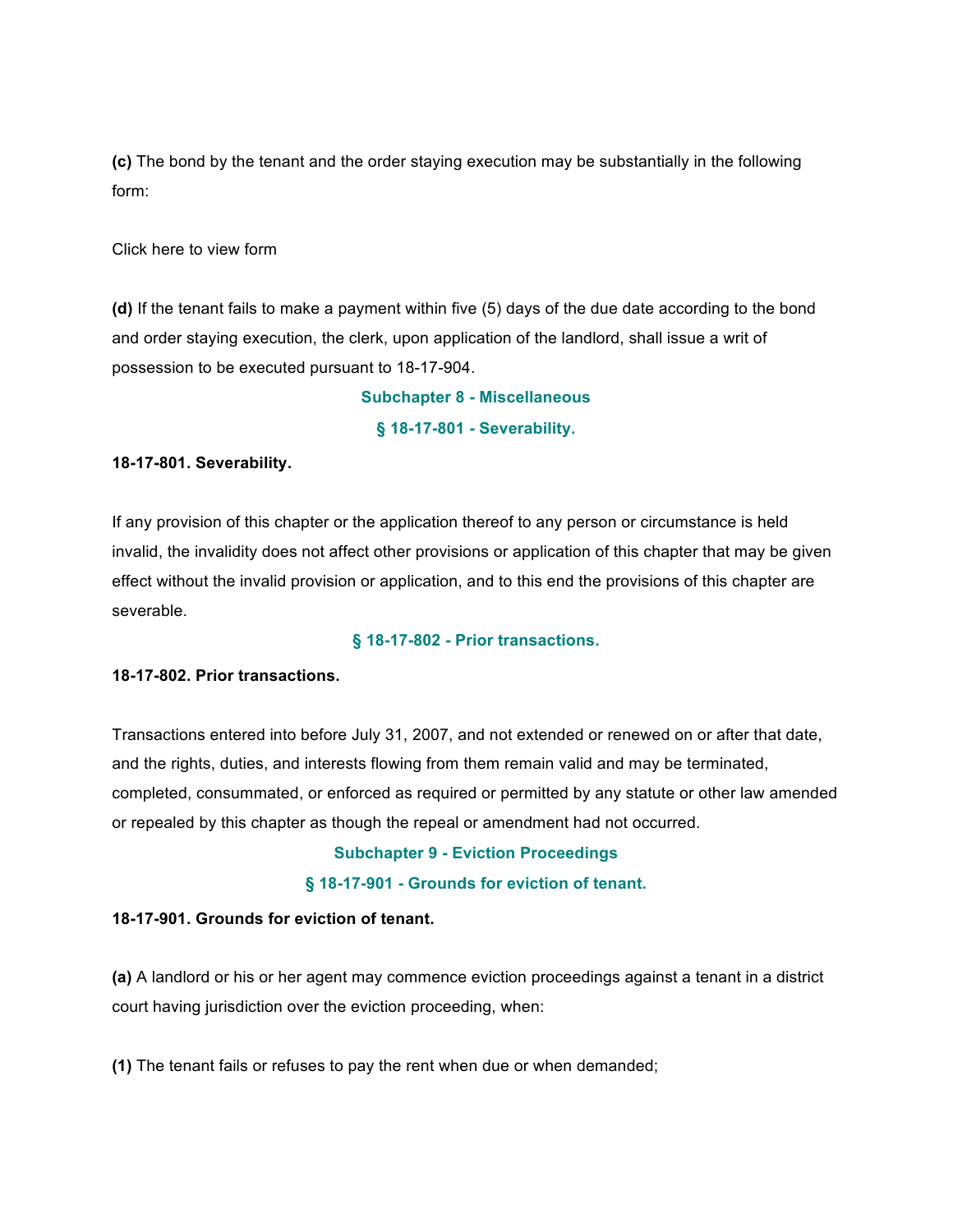**(c)** The bond by the tenant and the order staying execution may be substantially in the following form:

Click here to view form

**(d)** If the tenant fails to make a payment within five (5) days of the due date according to the bond and order staying execution, the clerk, upon application of the landlord, shall issue a writ of possession to be executed pursuant to 18-17-904.

## Subchapter 8 - Miscellaneous

### § 18-17-801 - Severability.

**18-17-801. Severability.**

If any provision of this chapter or the application thereof to any person or circumstance is held invalid, the invalidity does not affect other provisions or application of this chapter that may be given effect without the invalid provision or application, and to this end the provisions of this chapter are severable.

### § 18-17-802 - Prior transactions.

**18-17-802. Prior transactions.**

Transactions entered into before July 31, 2007, and not extended or renewed on or after that date, and the rights, duties, and interests flowing from them remain valid and may be terminated, completed, consummated, or enforced as required or permitted by any statute or other law amended or repealed by this chapter as though the repeal or amendment had not occurred.

## Subchapter 9 - Eviction Proceedings

### § 18-17-901 - Grounds for eviction of tenant.

**18-17-901. Grounds for eviction of tenant.**

**(a)** A landlord or his or her agent may commence eviction proceedings against a tenant in a district court having jurisdiction over the eviction proceeding, when:

**(1)** The tenant fails or refuses to pay the rent when due or when demanded;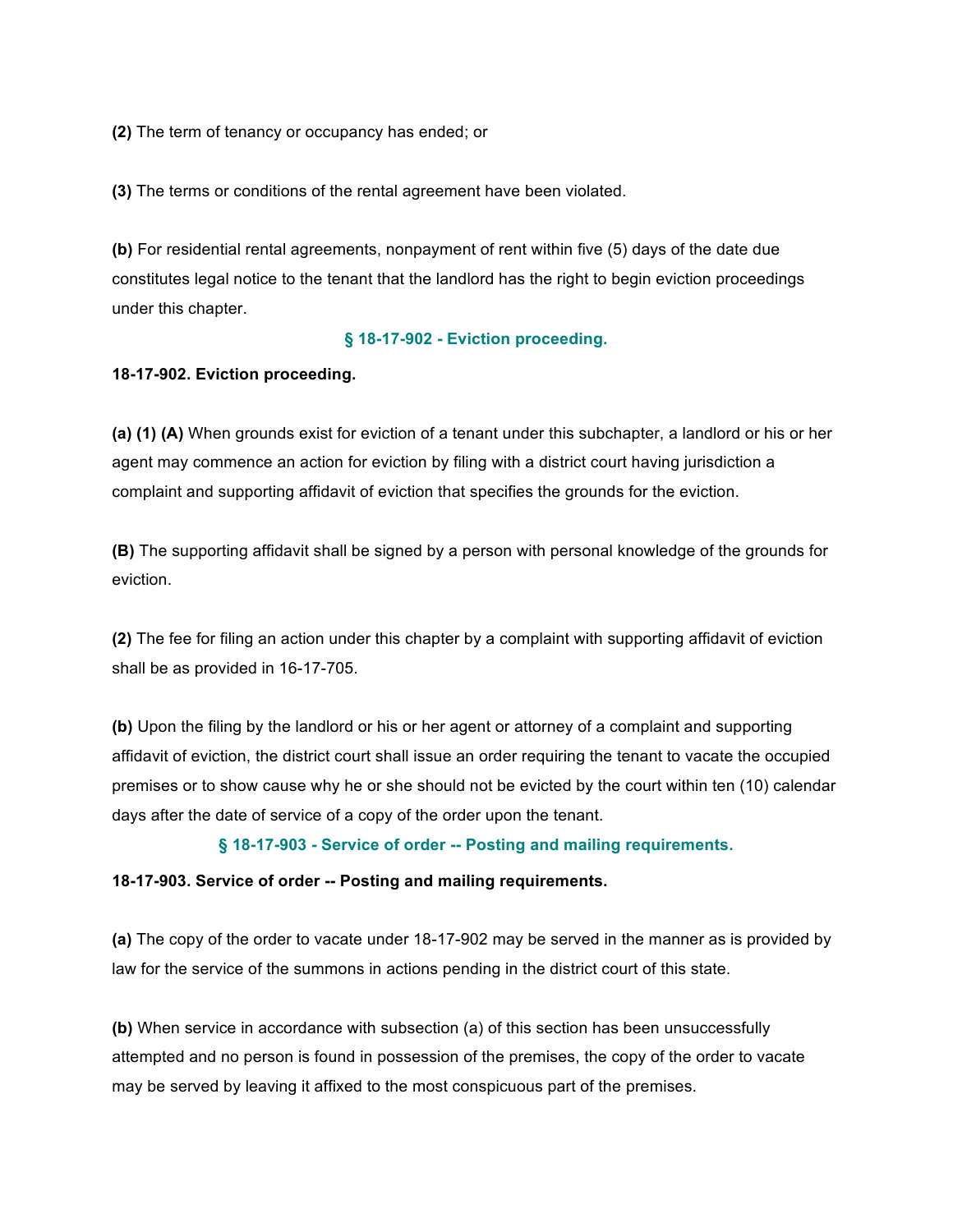**(2)** The term of tenancy or occupancy has ended; or

**(3)** The terms or conditions of the rental agreement have been violated.

**(b)** For residential rental agreements, nonpayment of rent within five (5) days of the date due constitutes legal notice to the tenant that the landlord has the right to begin eviction proceedings under this chapter.

### § 18-17-902 - Eviction proceeding.

**18-17-902. Eviction proceeding.**

**(a) (1) (A)** When grounds exist for eviction of a tenant under this subchapter, a landlord or his or her agent may commence an action for eviction by filing with a district court having jurisdiction a complaint and supporting affidavit of eviction that specifies the grounds for the eviction.

**(B)** The supporting affidavit shall be signed by a person with personal knowledge of the grounds for eviction.

**(2)** The fee for filing an action under this chapter by a complaint with supporting affidavit of eviction shall be as provided in 16-17-705.

**(b)** Upon the filing by the landlord or his or her agent or attorney of a complaint and supporting affidavit of eviction, the district court shall issue an order requiring the tenant to vacate the occupied premises or to show cause why he or she should not be evicted by the court within ten (10) calendar days after the date of service of a copy of the order upon the tenant.

### § 18-17-903 - Service of order -- Posting and mailing requirements.

**18-17-903. Service of order -- Posting and mailing requirements.**

**(a)** The copy of the order to vacate under 18-17-902 may be served in the manner as is provided by law for the service of the summons in actions pending in the district court of this state.

**(b)** When service in accordance with subsection (a) of this section has been unsuccessfully attempted and no person is found in possession of the premises, the copy of the order to vacate may be served by leaving it affixed to the most conspicuous part of the premises.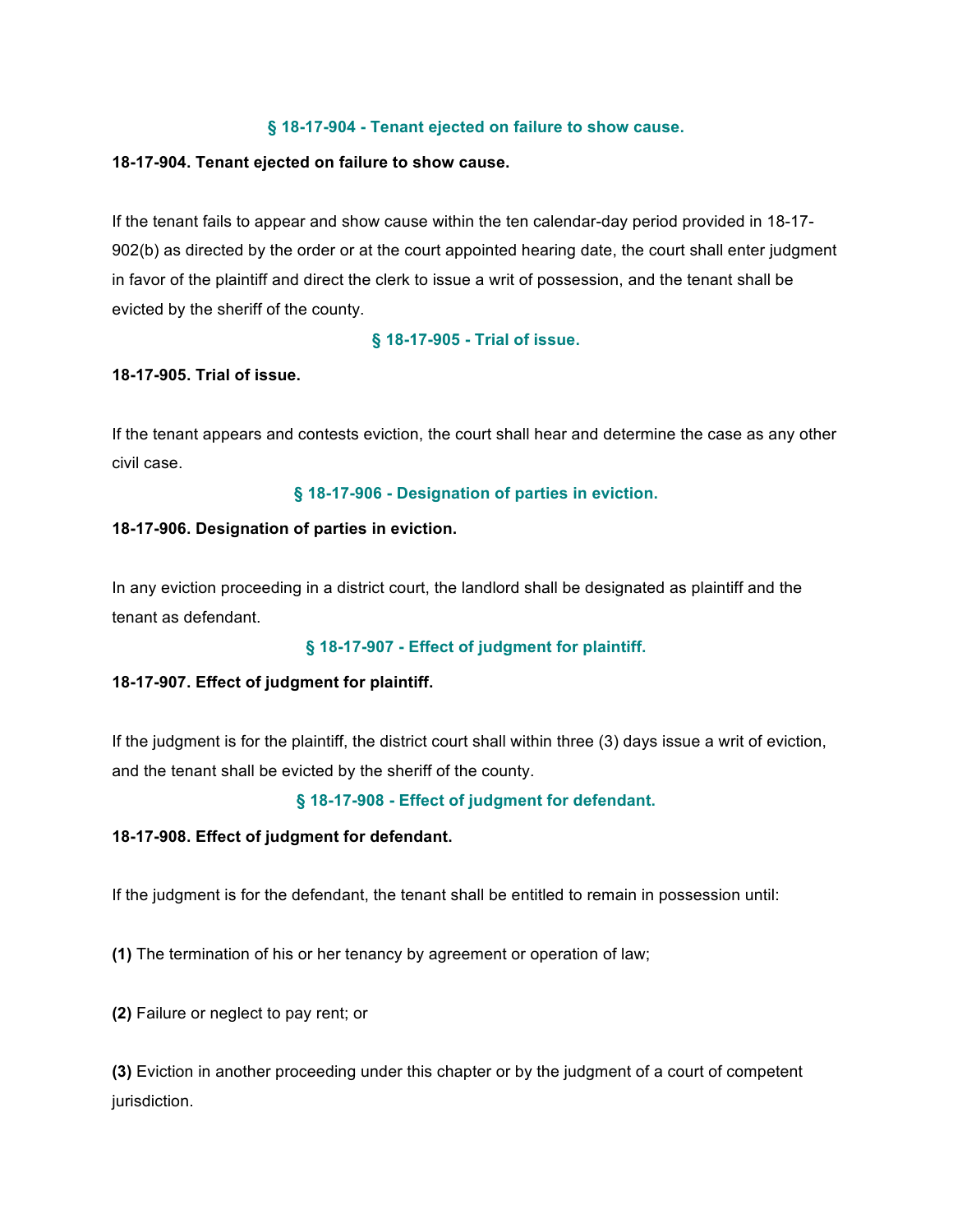### § 18-17-904 - Tenant ejected on failure to show cause.

**18-17-904. Tenant ejected on failure to show cause.**

If the tenant fails to appear and show cause within the ten calendar-day period provided in 18-17-902(b) as directed by the order or at the court appointed hearing date, the court shall enter judgment in favor of the plaintiff and direct the clerk to issue a writ of possession, and the tenant shall be evicted by the sheriff of the county.

### § 18-17-905 - Trial of issue.

**18-17-905. Trial of issue.**

If the tenant appears and contests eviction, the court shall hear and determine the case as any other civil case.

### § 18-17-906 - Designation of parties in eviction.

**18-17-906. Designation of parties in eviction.**

In any eviction proceeding in a district court, the landlord shall be designated as plaintiff and the tenant as defendant.

### § 18-17-907 - Effect of judgment for plaintiff.

**18-17-907. Effect of judgment for plaintiff.**

If the judgment is for the plaintiff, the district court shall within three (3) days issue a writ of eviction, and the tenant shall be evicted by the sheriff of the county.

### § 18-17-908 - Effect of judgment for defendant.

**18-17-908. Effect of judgment for defendant.**

If the judgment is for the defendant, the tenant shall be entitled to remain in possession until:

**(1)** The termination of his or her tenancy by agreement or operation of law;

**(2)** Failure or neglect to pay rent; or

**(3)** Eviction in another proceeding under this chapter or by the judgment of a court of competent jurisdiction.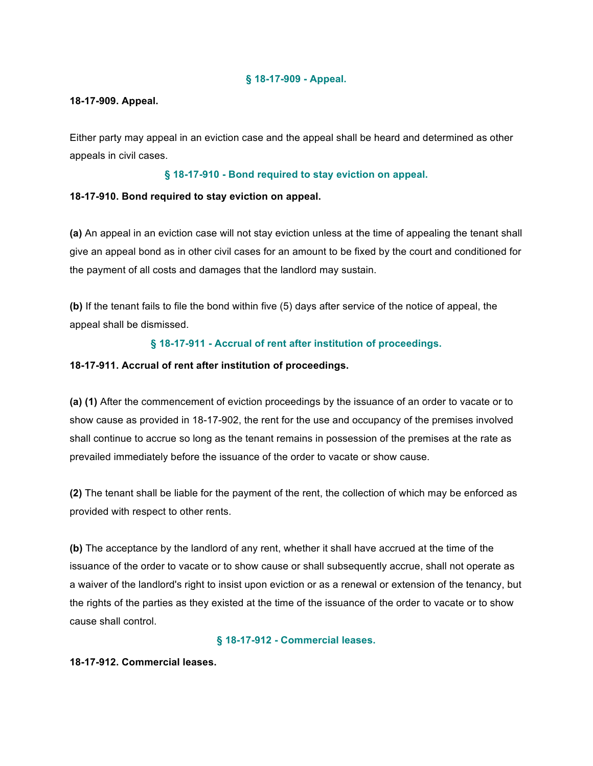### § 18-17-909 - Appeal.

**18-17-909. Appeal.**

Either party may appeal in an eviction case and the appeal shall be heard and determined as other appeals in civil cases.

### § 18-17-910 - Bond required to stay eviction on appeal.

**18-17-910. Bond required to stay eviction on appeal.**

**(a)** An appeal in an eviction case will not stay eviction unless at the time of appealing the tenant shall give an appeal bond as in other civil cases for an amount to be fixed by the court and conditioned for the payment of all costs and damages that the landlord may sustain.

**(b)** If the tenant fails to file the bond within five (5) days after service of the notice of appeal, the appeal shall be dismissed.

### § 18-17-911 - Accrual of rent after institution of proceedings.

**18-17-911. Accrual of rent after institution of proceedings.**

**(a) (1)** After the commencement of eviction proceedings by the issuance of an order to vacate or to show cause as provided in 18-17-902, the rent for the use and occupancy of the premises involved shall continue to accrue so long as the tenant remains in possession of the premises at the rate as prevailed immediately before the issuance of the order to vacate or show cause.

**(2)** The tenant shall be liable for the payment of the rent, the collection of which may be enforced as provided with respect to other rents.

**(b)** The acceptance by the landlord of any rent, whether it shall have accrued at the time of the issuance of the order to vacate or to show cause or shall subsequently accrue, shall not operate as a waiver of the landlord's right to insist upon eviction or as a renewal or extension of the tenancy, but the rights of the parties as they existed at the time of the issuance of the order to vacate or to show cause shall control.

### § 18-17-912 - Commercial leases.

**18-17-912. Commercial leases.**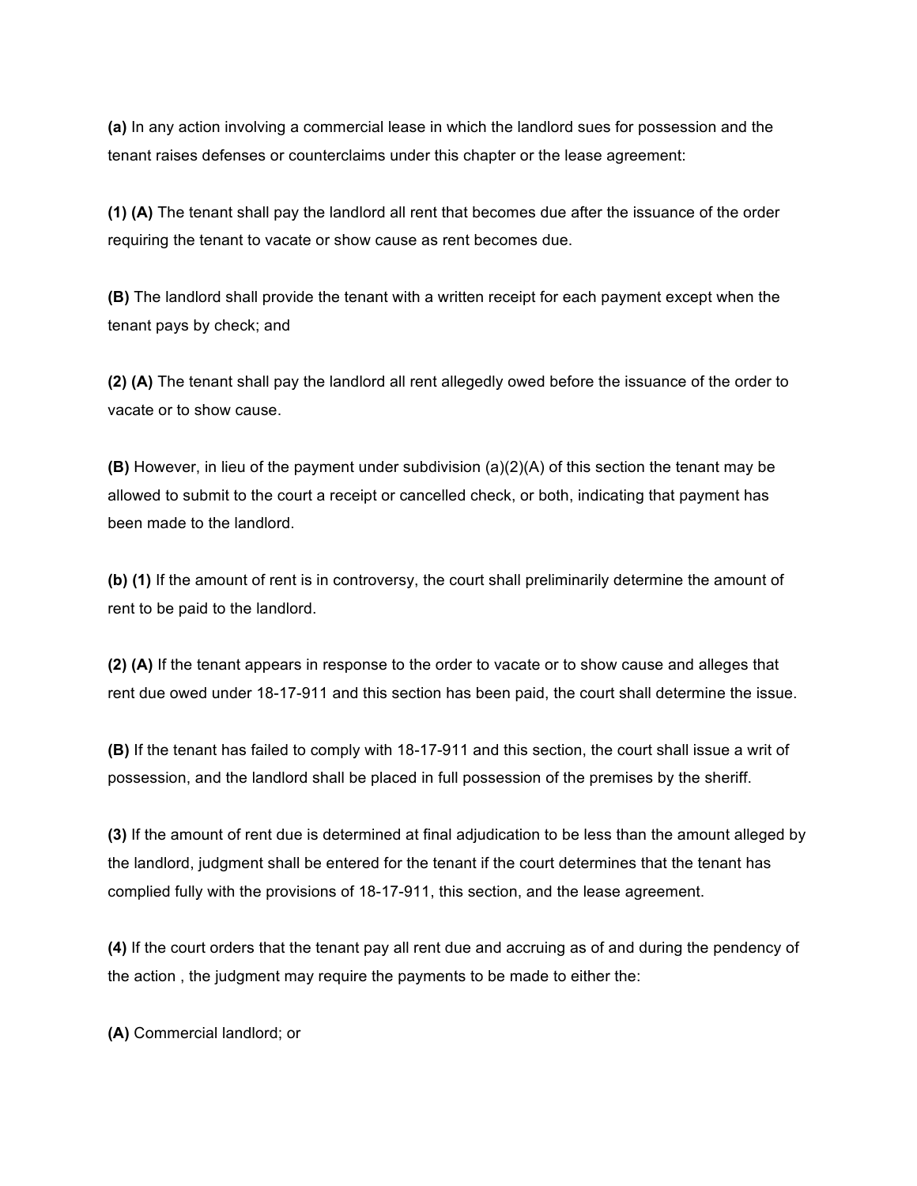**(a)** In any action involving a commercial lease in which the landlord sues for possession and the tenant raises defenses or counterclaims under this chapter or the lease agreement:

**(1) (A)** The tenant shall pay the landlord all rent that becomes due after the issuance of the order requiring the tenant to vacate or show cause as rent becomes due.

**(B)** The landlord shall provide the tenant with a written receipt for each payment except when the tenant pays by check; and

**(2) (A)** The tenant shall pay the landlord all rent allegedly owed before the issuance of the order to vacate or to show cause.

**(B)** However, in lieu of the payment under subdivision (a)(2)(A) of this section the tenant may be allowed to submit to the court a receipt or cancelled check, or both, indicating that payment has been made to the landlord.

**(b) (1)** If the amount of rent is in controversy, the court shall preliminarily determine the amount of rent to be paid to the landlord.

**(2) (A)** If the tenant appears in response to the order to vacate or to show cause and alleges that rent due owed under 18-17-911 and this section has been paid, the court shall determine the issue.

**(B)** If the tenant has failed to comply with 18-17-911 and this section, the court shall issue a writ of possession, and the landlord shall be placed in full possession of the premises by the sheriff.

**(3)** If the amount of rent due is determined at final adjudication to be less than the amount alleged by the landlord, judgment shall be entered for the tenant if the court determines that the tenant has complied fully with the provisions of 18-17-911, this section, and the lease agreement.

**(4)** If the court orders that the tenant pay all rent due and accruing as of and during the pendency of the action , the judgment may require the payments to be made to either the:

**(A)** Commercial landlord; or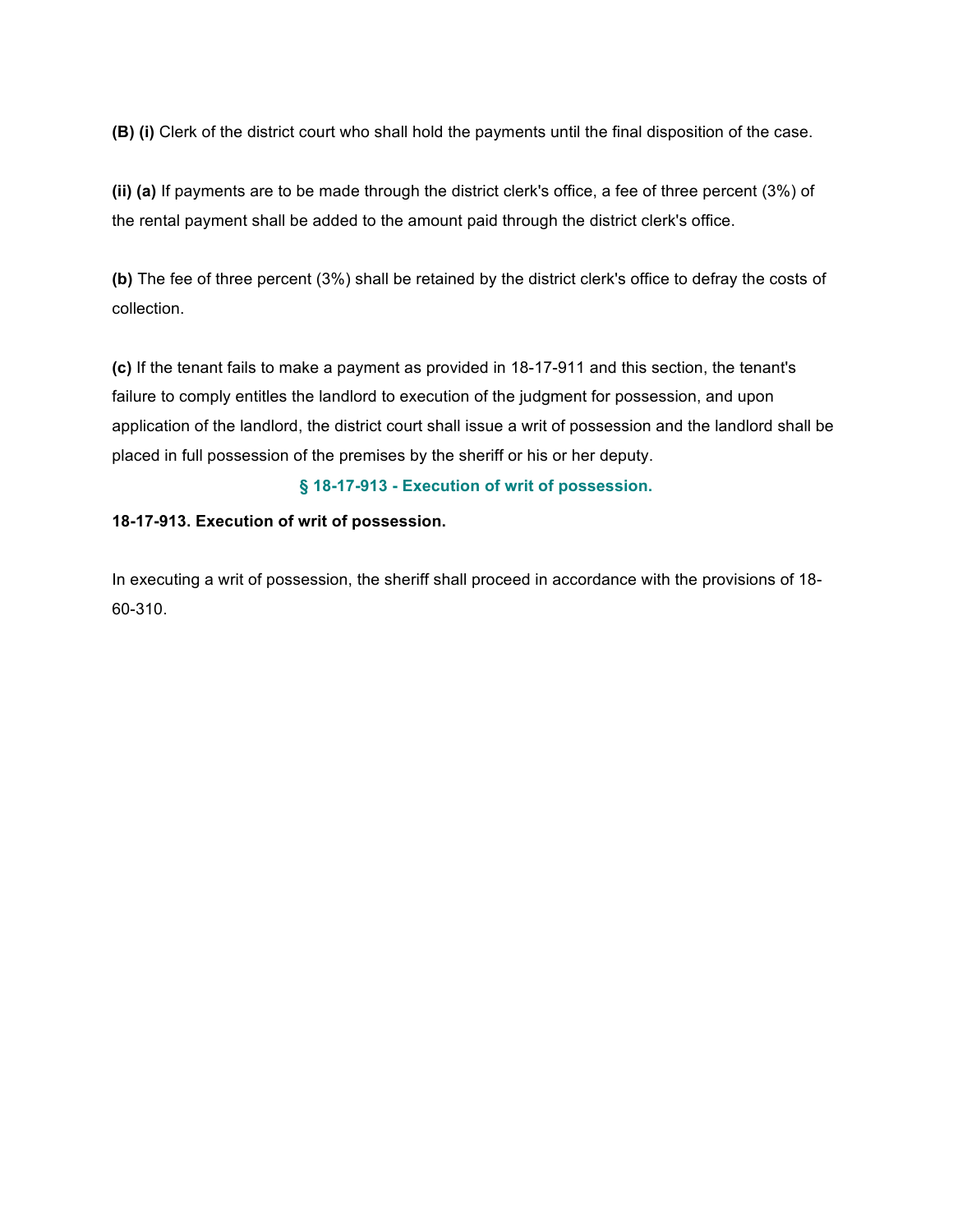**(B) (i)** Clerk of the district court who shall hold the payments until the final disposition of the case.

**(ii) (a)** If payments are to be made through the district clerk's office, a fee of three percent (3%) of the rental payment shall be added to the amount paid through the district clerk's office.

**(b)** The fee of three percent (3%) shall be retained by the district clerk's office to defray the costs of collection.

**(c)** If the tenant fails to make a payment as provided in 18-17-911 and this section, the tenant's failure to comply entitles the landlord to execution of the judgment for possession, and upon application of the landlord, the district court shall issue a writ of possession and the landlord shall be placed in full possession of the premises by the sheriff or his or her deputy.

## § 18-17-913 - Execution of writ of possession.

**18-17-913. Execution of writ of possession.**

In executing a writ of possession, the sheriff shall proceed in accordance with the provisions of 18-60-310.